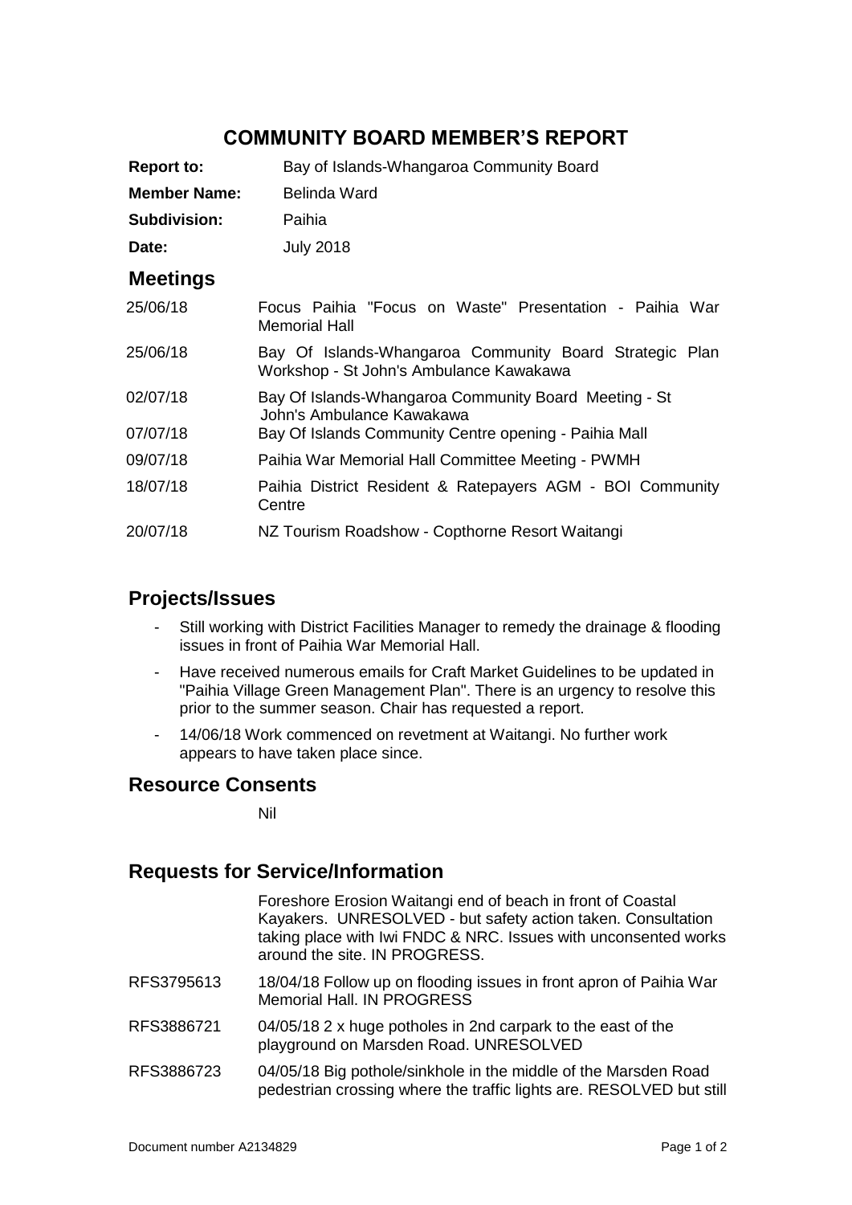# COMMUNITY BOARD MEMBER'S REPORT

| | |
|---|---|
| **Report to:** | Bay of Islands-Whangaroa Community Board |
| **Member Name:** | Belinda Ward |
| **Subdivision:** | Paihia |
| **Date:** | July 2018 |

## Meetings

| | |
|---|---|
| 25/06/18 | Focus Paihia "Focus on Waste" Presentation - Paihia War Memorial Hall |
| 25/06/18 | Bay Of Islands-Whangaroa Community Board Strategic Plan Workshop - St John's Ambulance Kawakawa |
| 02/07/18 | Bay Of Islands-Whangaroa Community Board Meeting - St John's Ambulance Kawakawa |
| 07/07/18 | Bay Of Islands Community Centre opening - Paihia Mall |
| 09/07/18 | Paihia War Memorial Hall Committee Meeting - PWMH |
| 18/07/18 | Paihia District Resident & Ratepayers AGM - BOI Community Centre |
| 20/07/18 | NZ Tourism Roadshow - Copthorne Resort Waitangi |

## Projects/Issues

- Still working with District Facilities Manager to remedy the drainage & flooding issues in front of Paihia War Memorial Hall.
- Have received numerous emails for Craft Market Guidelines to be updated in "Paihia Village Green Management Plan". There is an urgency to resolve this prior to the summer season. Chair has requested a report.
- 14/06/18 Work commenced on revetment at Waitangi. No further work appears to have taken place since.

## Resource Consents

Nil

## Requests for Service/Information

| | |
|---|---|
| | Foreshore Erosion Waitangi end of beach in front of Coastal Kayakers. UNRESOLVED - but safety action taken. Consultation taking place with Iwi FNDC & NRC. Issues with unconsented works around the site. IN PROGRESS. |
| RFS3795613 | 18/04/18 Follow up on flooding issues in front apron of Paihia War Memorial Hall. IN PROGRESS |
| RFS3886721 | 04/05/18 2 x huge potholes in 2nd carpark to the east of the playground on Marsden Road. UNRESOLVED |
| RFS3886723 | 04/05/18 Big pothole/sinkhole in the middle of the Marsden Road pedestrian crossing where the traffic lights are. RESOLVED but still |

Document number A2134829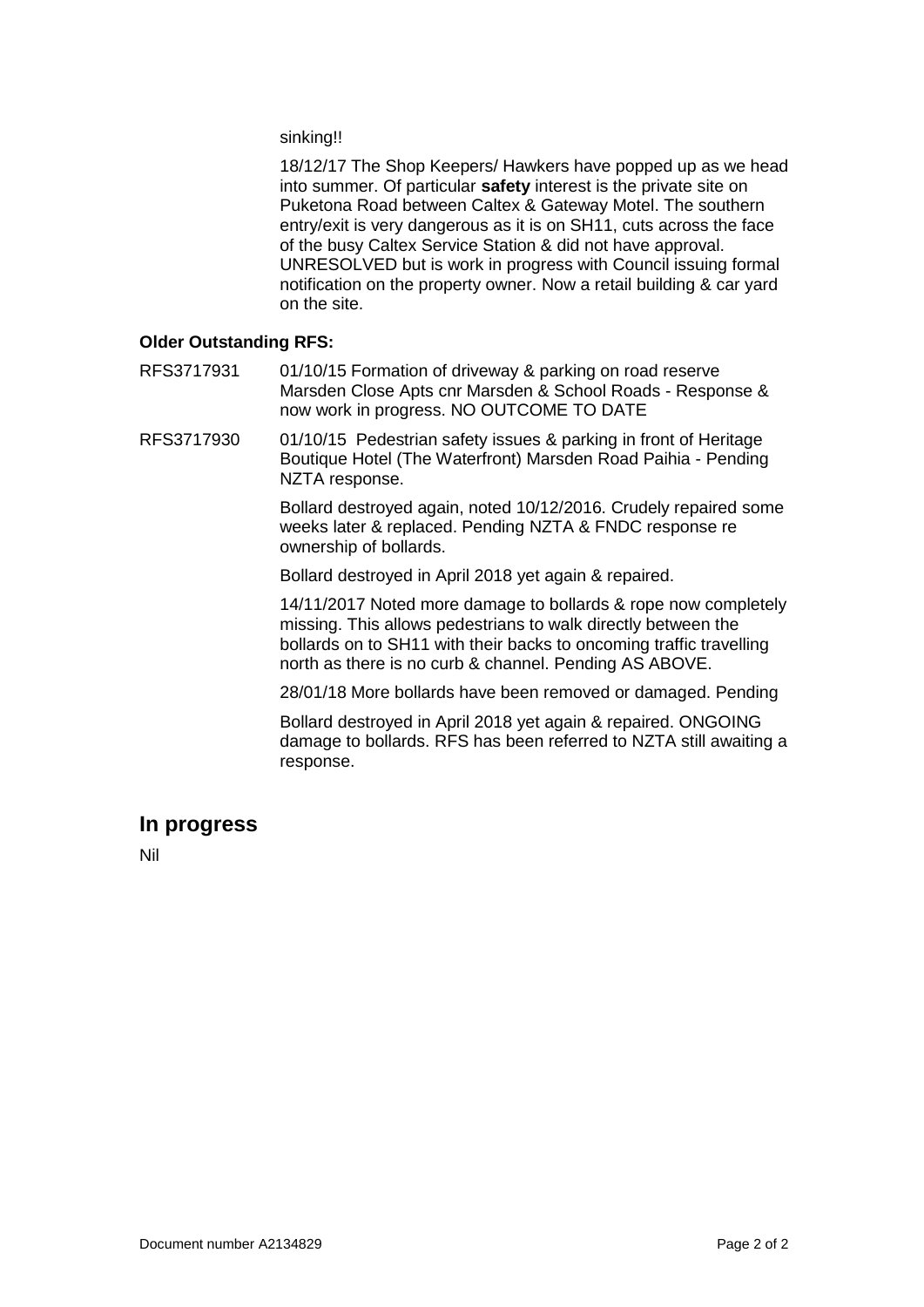sinking!!

18/12/17 The Shop Keepers/ Hawkers have popped up as we head into summer. Of particular **safety** interest is the private site on Puketona Road between Caltex & Gateway Motel. The southern entry/exit is very dangerous as it is on SH11, cuts across the face of the busy Caltex Service Station & did not have approval. UNRESOLVED but is work in progress with Council issuing formal notification on the property owner. Now a retail building & car yard on the site.

**Older Outstanding RFS:**

RFS3717931 — 01/10/15 Formation of driveway & parking on road reserve Marsden Close Apts cnr Marsden & School Roads - Response & now work in progress. NO OUTCOME TO DATE

RFS3717930 — 01/10/15 Pedestrian safety issues & parking in front of Heritage Boutique Hotel (The Waterfront) Marsden Road Paihia - Pending NZTA response.

Bollard destroyed again, noted 10/12/2016. Crudely repaired some weeks later & replaced. Pending NZTA & FNDC response re ownership of bollards.

Bollard destroyed in April 2018 yet again & repaired.

14/11/2017 Noted more damage to bollards & rope now completely missing. This allows pedestrians to walk directly between the bollards on to SH11 with their backs to oncoming traffic travelling north as there is no curb & channel. Pending AS ABOVE.

28/01/18 More bollards have been removed or damaged. Pending

Bollard destroyed in April 2018 yet again & repaired. ONGOING damage to bollards. RFS has been referred to NZTA still awaiting a response.

## In progress

Nil

Document number A2134829